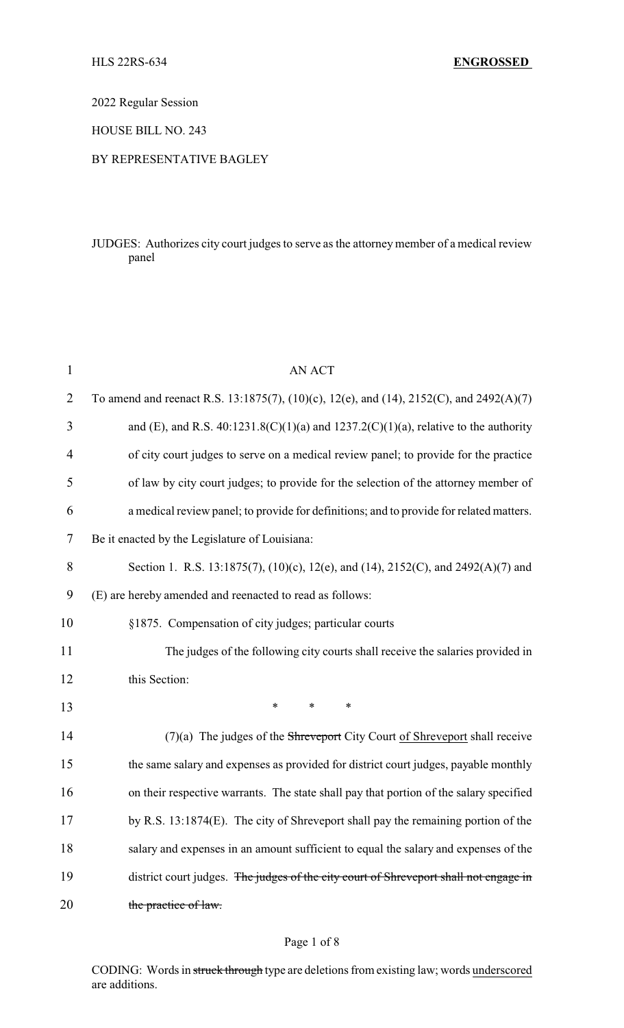HLS 22RS-634 **ENGROSSED**

2022 Regular Session

HOUSE BILL NO. 243

BY REPRESENTATIVE BAGLEY

JUDGES: Authorizes city court judges to serve as the attorney member of a medical review panel

AN ACT

To amend and reenact R.S. 13:1875(7), (10)(c), 12(e), and (14), 2152(C), and 2492(A)(7) and (E), and R.S. 40:1231.8(C)(1)(a) and 1237.2(C)(1)(a), relative to the authority of city court judges to serve on a medical review panel; to provide for the practice of law by city court judges; to provide for the selection of the attorney member of a medical review panel; to provide for definitions; and to provide for related matters.

Be it enacted by the Legislature of Louisiana:

Section 1. R.S. 13:1875(7), (10)(c), 12(e), and (14), 2152(C), and 2492(A)(7) and (E) are hereby amended and reenacted to read as follows:

§1875. Compensation of city judges; particular courts

The judges of the following city courts shall receive the salaries provided in this Section:

\* \* \*

(7)(a) The judges of the ~~Shreveport~~ City Court <u>of Shreveport</u> shall receive the same salary and expenses as provided for district court judges, payable monthly on their respective warrants. The state shall pay that portion of the salary specified by R.S. 13:1874(E). The city of Shreveport shall pay the remaining portion of the salary and expenses in an amount sufficient to equal the salary and expenses of the district court judges. ~~The judges of the city court of Shreveport shall not engage in the practice of law.~~

CODING: Words in ~~struck through~~ type are deletions from existing law; words <u>underscored</u> are additions.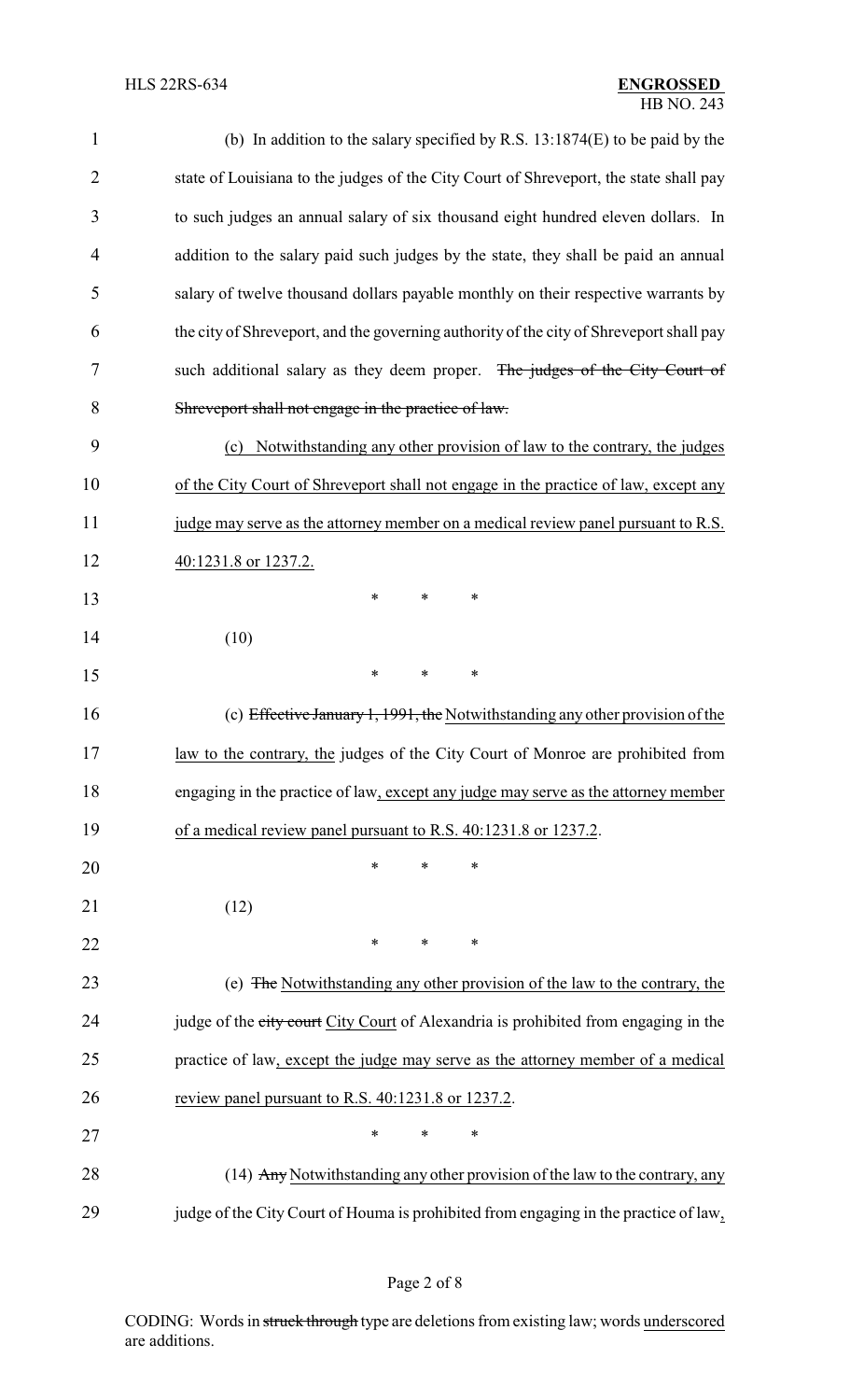(b) In addition to the salary specified by R.S. 13:1874(E) to be paid by the state of Louisiana to the judges of the City Court of Shreveport, the state shall pay to such judges an annual salary of six thousand eight hundred eleven dollars. In addition to the salary paid such judges by the state, they shall be paid an annual salary of twelve thousand dollars payable monthly on their respective warrants by the city of Shreveport, and the governing authority of the city of Shreveport shall pay such additional salary as they deem proper. ~~The judges of the City Court of Shreveport shall not engage in the practice of law.~~

(c) Notwithstanding any other provision of law to the contrary, the judges of the City Court of Shreveport shall not engage in the practice of law, except any judge may serve as the attorney member on a medical review panel pursuant to R.S. 40:1231.8 or 1237.2.

\* \* \*

(10)

\* \* \*

(c) ~~Effective January 1, 1991, the~~ Notwithstanding any other provision of the law to the contrary, the judges of the City Court of Monroe are prohibited from engaging in the practice of law, except any judge may serve as the attorney member of a medical review panel pursuant to R.S. 40:1231.8 or 1237.2.

\* \* \*

(12)

\* \* \*

(e) ~~The~~ Notwithstanding any other provision of the law to the contrary, the judge of the ~~city court~~ City Court of Alexandria is prohibited from engaging in the practice of law, except the judge may serve as the attorney member of a medical review panel pursuant to R.S. 40:1231.8 or 1237.2.

\* \* \*

(14) ~~Any~~ Notwithstanding any other provision of the law to the contrary, any judge of the City Court of Houma is prohibited from engaging in the practice of law,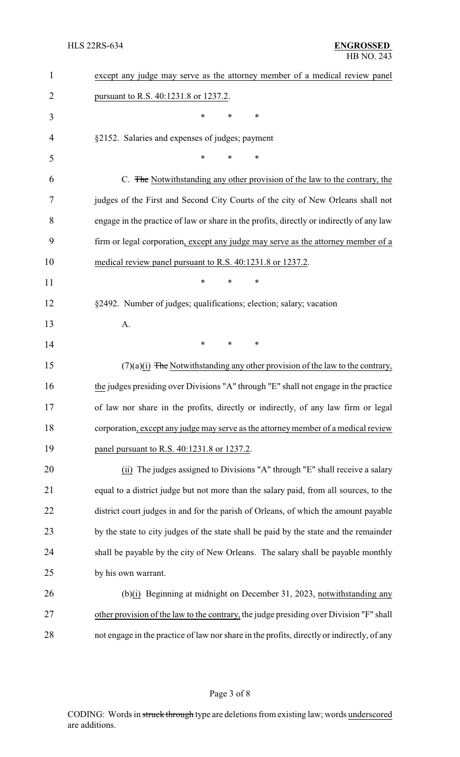except any judge may serve as the attorney member of a medical review panel pursuant to R.S. 40:1231.8 or 1237.2.

\* \* \*

§2152. Salaries and expenses of judges; payment

\* \* \*

C. ~~The~~ Notwithstanding any other provision of the law to the contrary, the judges of the First and Second City Courts of the city of New Orleans shall not engage in the practice of law or share in the profits, directly or indirectly of any law firm or legal corporation, except any judge may serve as the attorney member of a medical review panel pursuant to R.S. 40:1231.8 or 1237.2.

\* \* \*

§2492. Number of judges; qualifications; election; salary; vacation

A.

\* \* \*

(7)(a)(i) ~~The~~ Notwithstanding any other provision of the law to the contrary, the judges presiding over Divisions "A" through "E" shall not engage in the practice of law nor share in the profits, directly or indirectly, of any law firm or legal corporation, except any judge may serve as the attorney member of a medical review panel pursuant to R.S. 40:1231.8 or 1237.2.

(ii) The judges assigned to Divisions "A" through "E" shall receive a salary equal to a district judge but not more than the salary paid, from all sources, to the district court judges in and for the parish of Orleans, of which the amount payable by the state to city judges of the state shall be paid by the state and the remainder shall be payable by the city of New Orleans. The salary shall be payable monthly by his own warrant.

(b)(i) Beginning at midnight on December 31, 2023, notwithstanding any other provision of the law to the contrary, the judge presiding over Division "F" shall not engage in the practice of law nor share in the profits, directly or indirectly, of any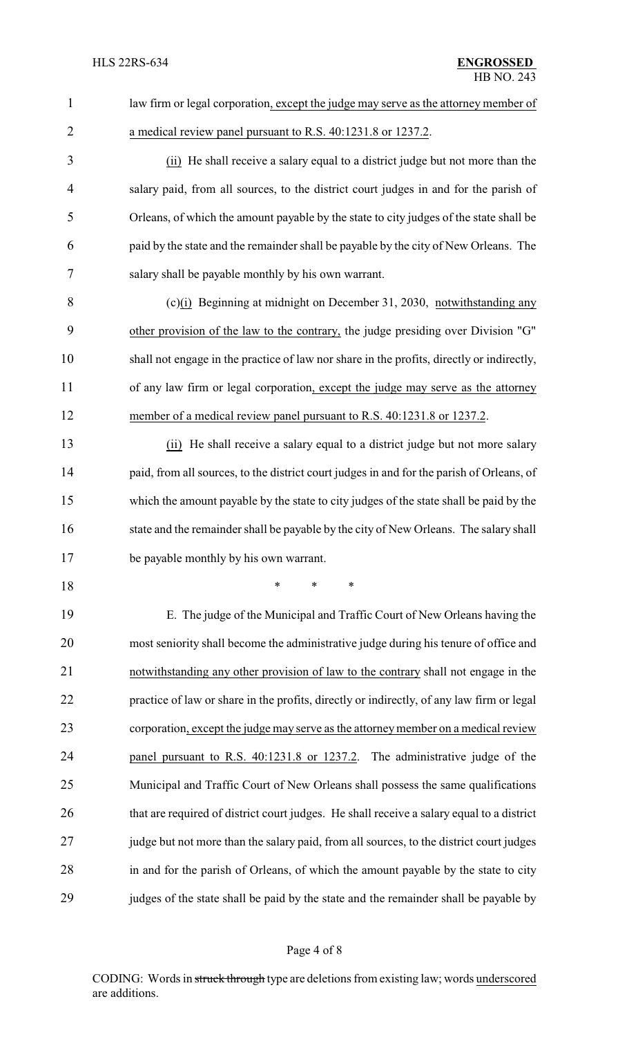law firm or legal corporation, except the judge may serve as the attorney member of a medical review panel pursuant to R.S. 40:1231.8 or 1237.2.

(ii) He shall receive a salary equal to a district judge but not more than the salary paid, from all sources, to the district court judges in and for the parish of Orleans, of which the amount payable by the state to city judges of the state shall be paid by the state and the remainder shall be payable by the city of New Orleans. The salary shall be payable monthly by his own warrant.

(c)(i) Beginning at midnight on December 31, 2030, notwithstanding any other provision of the law to the contrary, the judge presiding over Division "G" shall not engage in the practice of law nor share in the profits, directly or indirectly, of any law firm or legal corporation, except the judge may serve as the attorney member of a medical review panel pursuant to R.S. 40:1231.8 or 1237.2.

(ii) He shall receive a salary equal to a district judge but not more salary paid, from all sources, to the district court judges in and for the parish of Orleans, of which the amount payable by the state to city judges of the state shall be paid by the state and the remainder shall be payable by the city of New Orleans. The salary shall be payable monthly by his own warrant.

\* \* \*

E. The judge of the Municipal and Traffic Court of New Orleans having the most seniority shall become the administrative judge during his tenure of office and notwithstanding any other provision of law to the contrary shall not engage in the practice of law or share in the profits, directly or indirectly, of any law firm or legal corporation, except the judge may serve as the attorney member on a medical review panel pursuant to R.S. 40:1231.8 or 1237.2. The administrative judge of the Municipal and Traffic Court of New Orleans shall possess the same qualifications that are required of district court judges. He shall receive a salary equal to a district judge but not more than the salary paid, from all sources, to the district court judges in and for the parish of Orleans, of which the amount payable by the state to city judges of the state shall be paid by the state and the remainder shall be payable by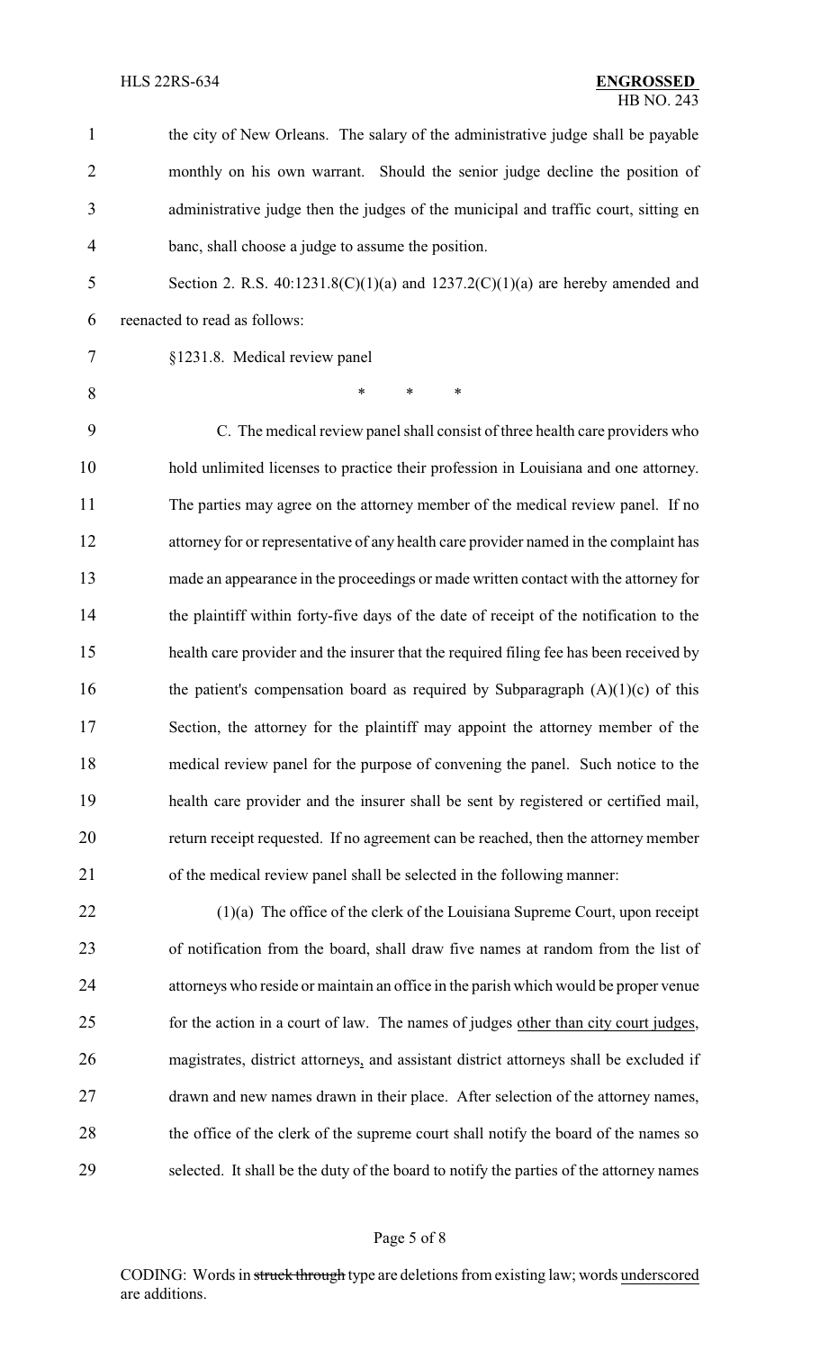the city of New Orleans. The salary of the administrative judge shall be payable monthly on his own warrant. Should the senior judge decline the position of administrative judge then the judges of the municipal and traffic court, sitting en banc, shall choose a judge to assume the position.

Section 2. R.S. 40:1231.8(C)(1)(a) and 1237.2(C)(1)(a) are hereby amended and reenacted to read as follows:

§1231.8. Medical review panel

\* \* \*

C. The medical review panel shall consist of three health care providers who hold unlimited licenses to practice their profession in Louisiana and one attorney. The parties may agree on the attorney member of the medical review panel. If no attorney for or representative of any health care provider named in the complaint has made an appearance in the proceedings or made written contact with the attorney for the plaintiff within forty-five days of the date of receipt of the notification to the health care provider and the insurer that the required filing fee has been received by the patient's compensation board as required by Subparagraph (A)(1)(c) of this Section, the attorney for the plaintiff may appoint the attorney member of the medical review panel for the purpose of convening the panel. Such notice to the health care provider and the insurer shall be sent by registered or certified mail, return receipt requested. If no agreement can be reached, then the attorney member of the medical review panel shall be selected in the following manner:

(1)(a) The office of the clerk of the Louisiana Supreme Court, upon receipt of notification from the board, shall draw five names at random from the list of attorneys who reside or maintain an office in the parish which would be proper venue for the action in a court of law. The names of judges <u>other than city court judges</u>, magistrates, district attorneys<u>,</u> and assistant district attorneys shall be excluded if drawn and new names drawn in their place. After selection of the attorney names, the office of the clerk of the supreme court shall notify the board of the names so selected. It shall be the duty of the board to notify the parties of the attorney names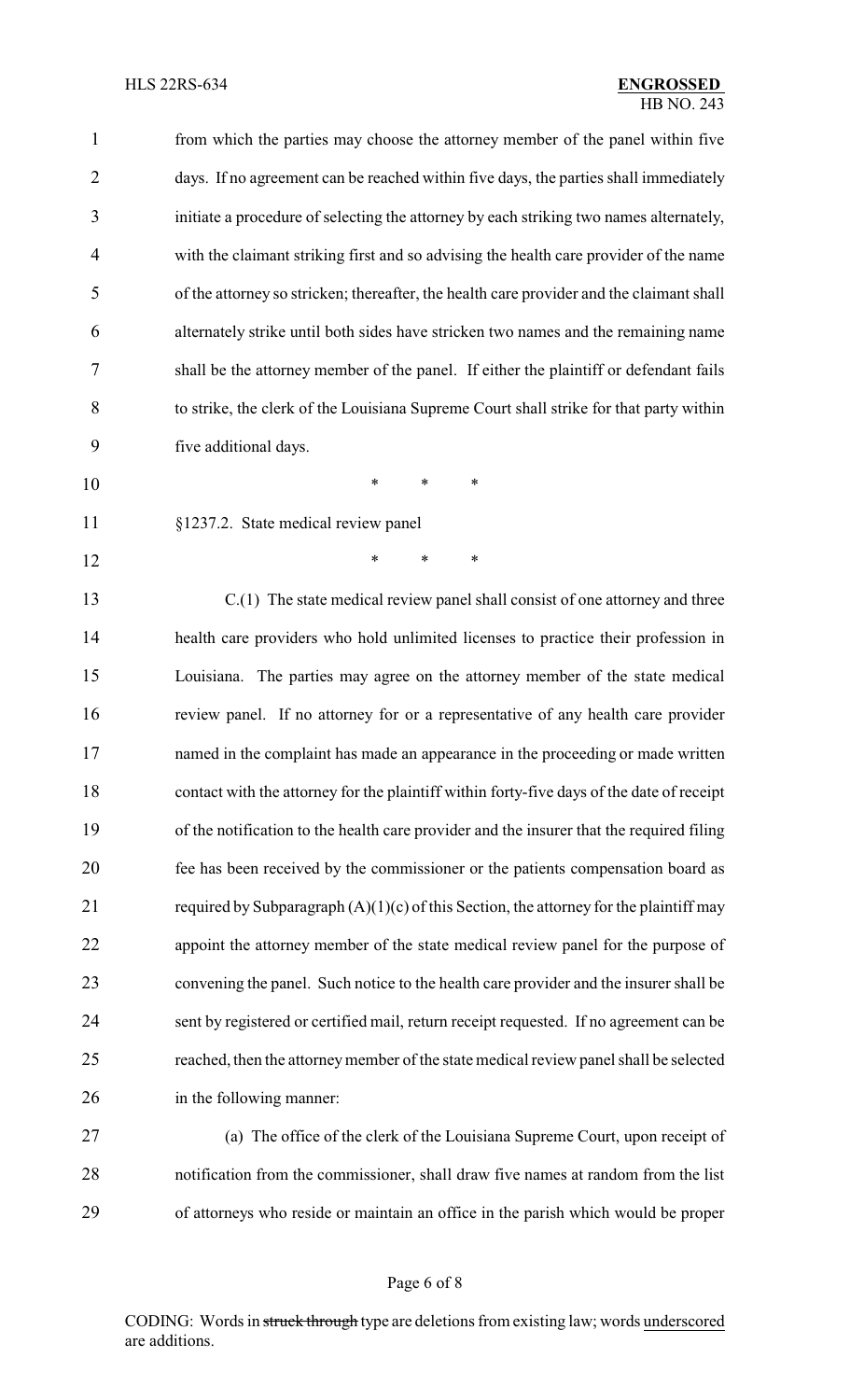from which the parties may choose the attorney member of the panel within five days. If no agreement can be reached within five days, the parties shall immediately initiate a procedure of selecting the attorney by each striking two names alternately, with the claimant striking first and so advising the health care provider of the name of the attorney so stricken; thereafter, the health care provider and the claimant shall alternately strike until both sides have stricken two names and the remaining name shall be the attorney member of the panel. If either the plaintiff or defendant fails to strike, the clerk of the Louisiana Supreme Court shall strike for that party within five additional days.

\* \* \*

§1237.2. State medical review panel

\* \* \*

C.(1) The state medical review panel shall consist of one attorney and three health care providers who hold unlimited licenses to practice their profession in Louisiana. The parties may agree on the attorney member of the state medical review panel. If no attorney for or a representative of any health care provider named in the complaint has made an appearance in the proceeding or made written contact with the attorney for the plaintiff within forty-five days of the date of receipt of the notification to the health care provider and the insurer that the required filing fee has been received by the commissioner or the patients compensation board as required by Subparagraph (A)(1)(c) of this Section, the attorney for the plaintiff may appoint the attorney member of the state medical review panel for the purpose of convening the panel. Such notice to the health care provider and the insurer shall be sent by registered or certified mail, return receipt requested. If no agreement can be reached, then the attorney member of the state medical review panel shall be selected in the following manner:

(a) The office of the clerk of the Louisiana Supreme Court, upon receipt of notification from the commissioner, shall draw five names at random from the list of attorneys who reside or maintain an office in the parish which would be proper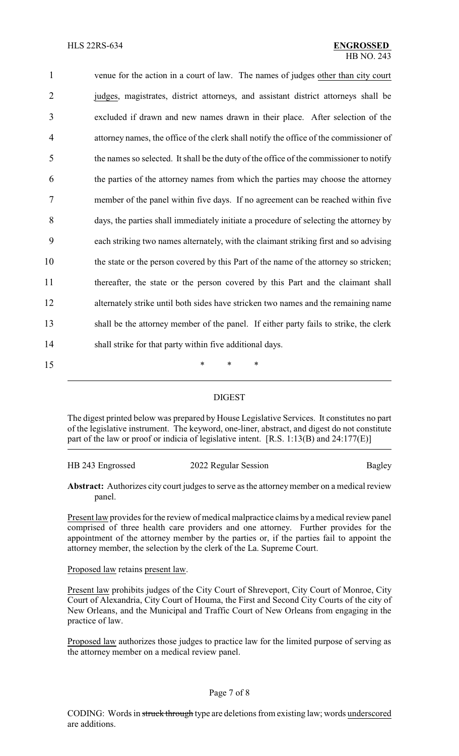venue for the action in a court of law. The names of judges other than city court judges, magistrates, district attorneys, and assistant district attorneys shall be excluded if drawn and new names drawn in their place. After selection of the attorney names, the office of the clerk shall notify the office of the commissioner of the names so selected. It shall be the duty of the office of the commissioner to notify the parties of the attorney names from which the parties may choose the attorney member of the panel within five days. If no agreement can be reached within five days, the parties shall immediately initiate a procedure of selecting the attorney by each striking two names alternately, with the claimant striking first and so advising the state or the person covered by this Part of the name of the attorney so stricken; thereafter, the state or the person covered by this Part and the claimant shall alternately strike until both sides have stricken two names and the remaining name shall be the attorney member of the panel. If either party fails to strike, the clerk shall strike for that party within five additional days.

\* \* \*

---

## DIGEST

The digest printed below was prepared by House Legislative Services. It constitutes no part of the legislative instrument. The keyword, one-liner, abstract, and digest do not constitute part of the law or proof or indicia of legislative intent. [R.S. 1:13(B) and 24:177(E)]

HB 243 Engrossed — 2022 Regular Session — Bagley

**Abstract:** Authorizes city court judges to serve as the attorney member on a medical review panel.

Present law provides for the review of medical malpractice claims by a medical review panel comprised of three health care providers and one attorney. Further provides for the appointment of the attorney member by the parties or, if the parties fail to appoint the attorney member, the selection by the clerk of the La. Supreme Court.

Proposed law retains present law.

Present law prohibits judges of the City Court of Shreveport, City Court of Monroe, City Court of Alexandria, City Court of Houma, the First and Second City Courts of the city of New Orleans, and the Municipal and Traffic Court of New Orleans from engaging in the practice of law.

Proposed law authorizes those judges to practice law for the limited purpose of serving as the attorney member on a medical review panel.

CODING: Words in ~~struck through~~ type are deletions from existing law; words underscored are additions.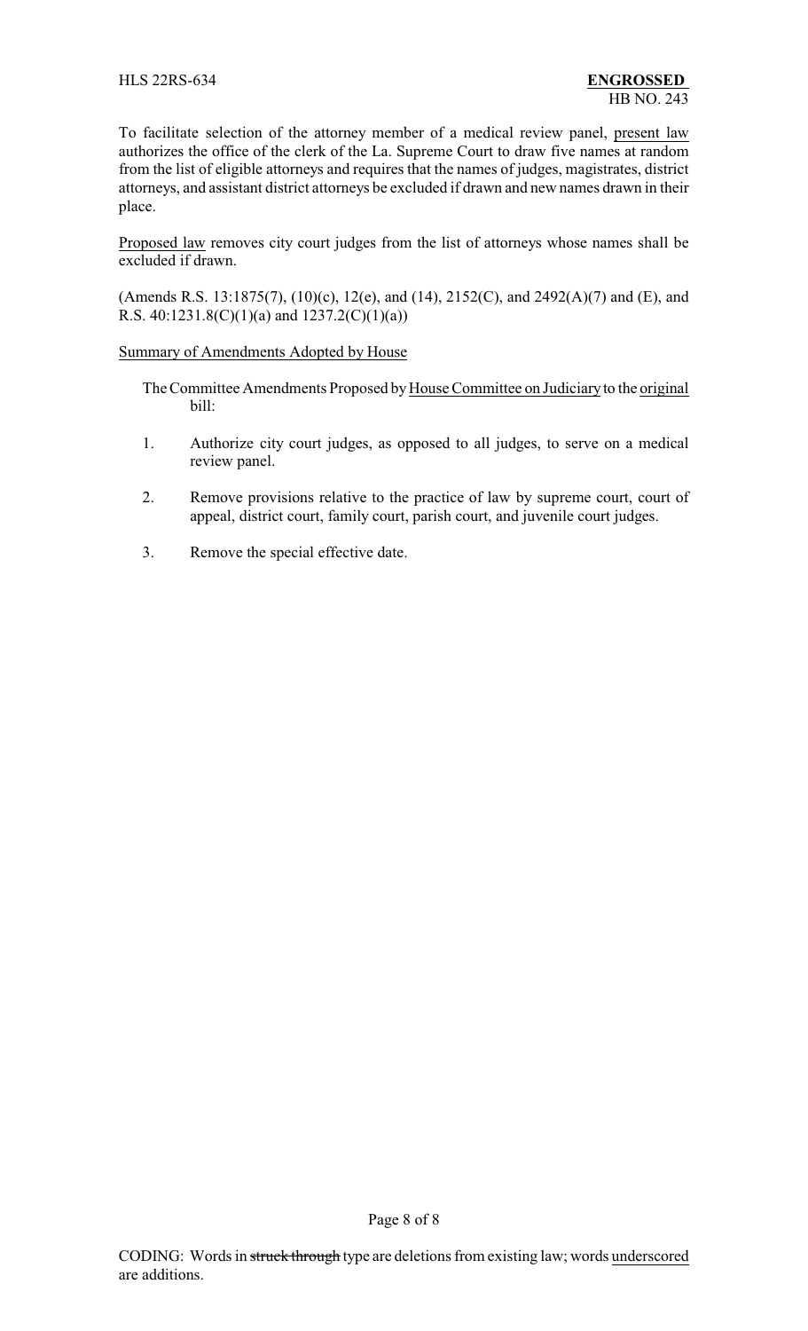To facilitate selection of the attorney member of a medical review panel, present law authorizes the office of the clerk of the La. Supreme Court to draw five names at random from the list of eligible attorneys and requires that the names of judges, magistrates, district attorneys, and assistant district attorneys be excluded if drawn and new names drawn in their place.

Proposed law removes city court judges from the list of attorneys whose names shall be excluded if drawn.

(Amends R.S. 13:1875(7), (10)(c), 12(e), and (14), 2152(C), and 2492(A)(7) and (E), and R.S. 40:1231.8(C)(1)(a) and 1237.2(C)(1)(a))

Summary of Amendments Adopted by House

The Committee Amendments Proposed by House Committee on Judiciary to the original bill:

1. Authorize city court judges, as opposed to all judges, to serve on a medical review panel.

2. Remove provisions relative to the practice of law by supreme court, court of appeal, district court, family court, parish court, and juvenile court judges.

3. Remove the special effective date.

CODING: Words in ~~struck through~~ type are deletions from existing law; words underscored are additions.